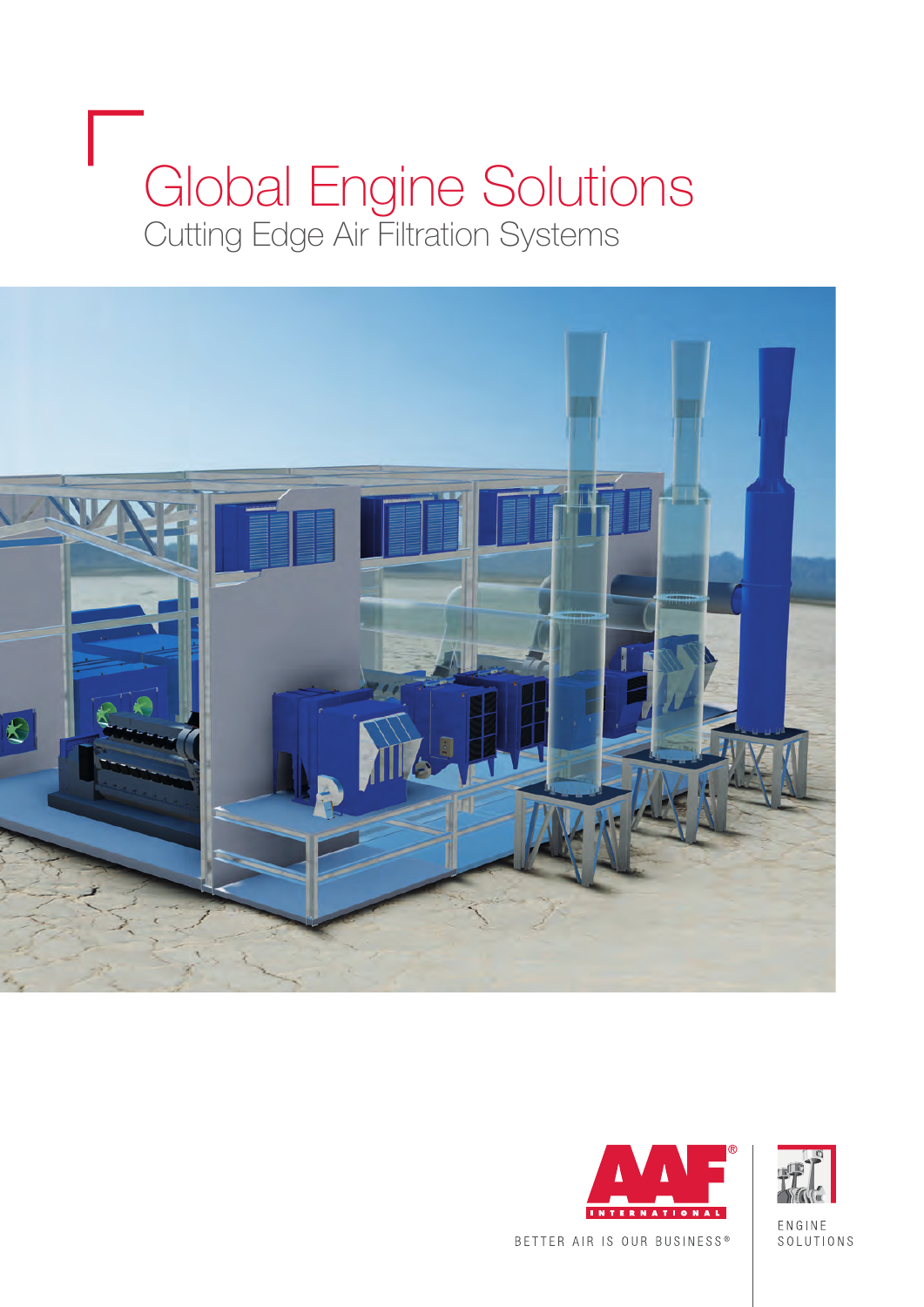# Global Engine Solutions

## Cutting Edge Air Filtration Systems

AAF INTERNATIONAL

BETTER AIR IS OUR BUSINESS®

ENGINE SOLUTIONS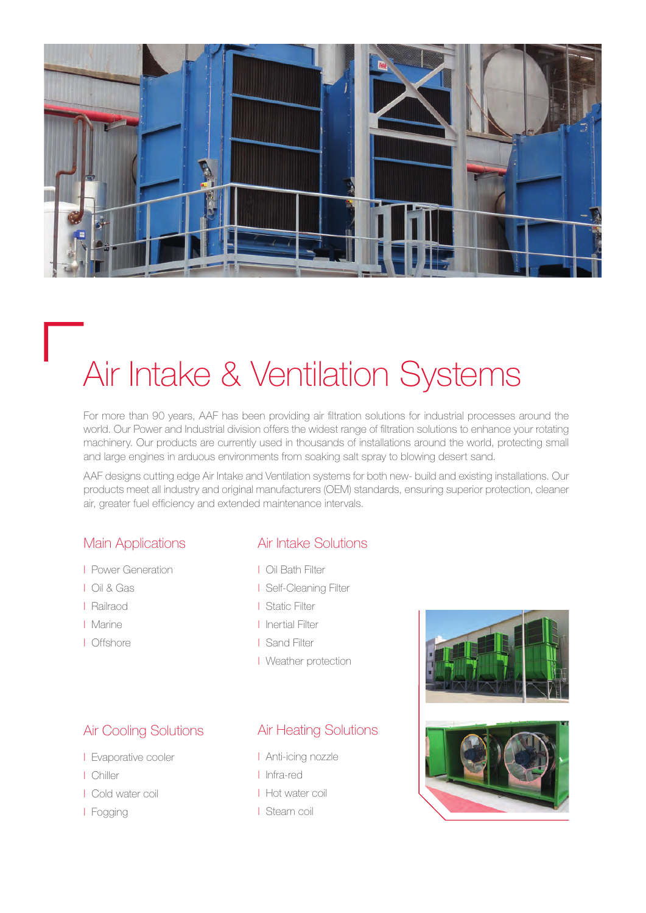# Air Intake & Ventilation Systems

For more than 90 years, AAF has been providing air filtration solutions for industrial processes around the world. Our Power and Industrial division offers the widest range of filtration solutions to enhance your rotating machinery. Our products are currently used in thousands of installations around the world, protecting small and large engines in arduous environments from soaking salt spray to blowing desert sand.

AAF designs cutting edge Air Intake and Ventilation systems for both new- build and existing installations. Our products meet all industry and original manufacturers (OEM) standards, ensuring superior protection, cleaner air, greater fuel efficiency and extended maintenance intervals.

## Main Applications

- Power Generation
- Oil & Gas
- Railraod
- Marine
- Offshore

## Air Intake Solutions

- Oil Bath Filter
- Self-Cleaning Filter
- Static Filter
- Inertial Filter
- Sand Filter
- Weather protection

## Air Cooling Solutions

- Evaporative cooler
- Chiller
- Cold water coil
- Fogging

## Air Heating Solutions

- Anti-icing nozzle
- Infra-red
- Hot water coil
- Steam coil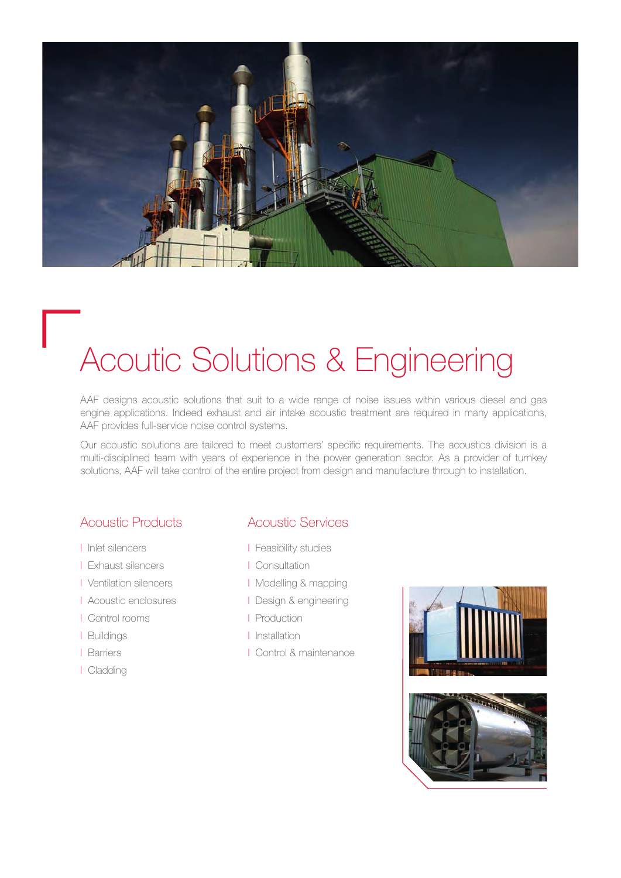# Acoutic Solutions & Engineering

AAF designs acoustic solutions that suit to a wide range of noise issues within various diesel and gas engine applications. Indeed exhaust and air intake acoustic treatment are required in many applications, AAF provides full-service noise control systems.

Our acoustic solutions are tailored to meet customers' specific requirements. The acoustics division is a multi-disciplined team with years of experience in the power generation sector. As a provider of turnkey solutions, AAF will take control of the entire project from design and manufacture through to installation.

## Acoustic Products

- Inlet silencers
- Exhaust silencers
- Ventilation silencers
- Acoustic enclosures
- Control rooms
- Buildings
- Barriers
- Cladding

## Acoustic Services

- Feasibility studies
- Consultation
- Modelling & mapping
- Design & engineering
- Production
- Installation
- Control & maintenance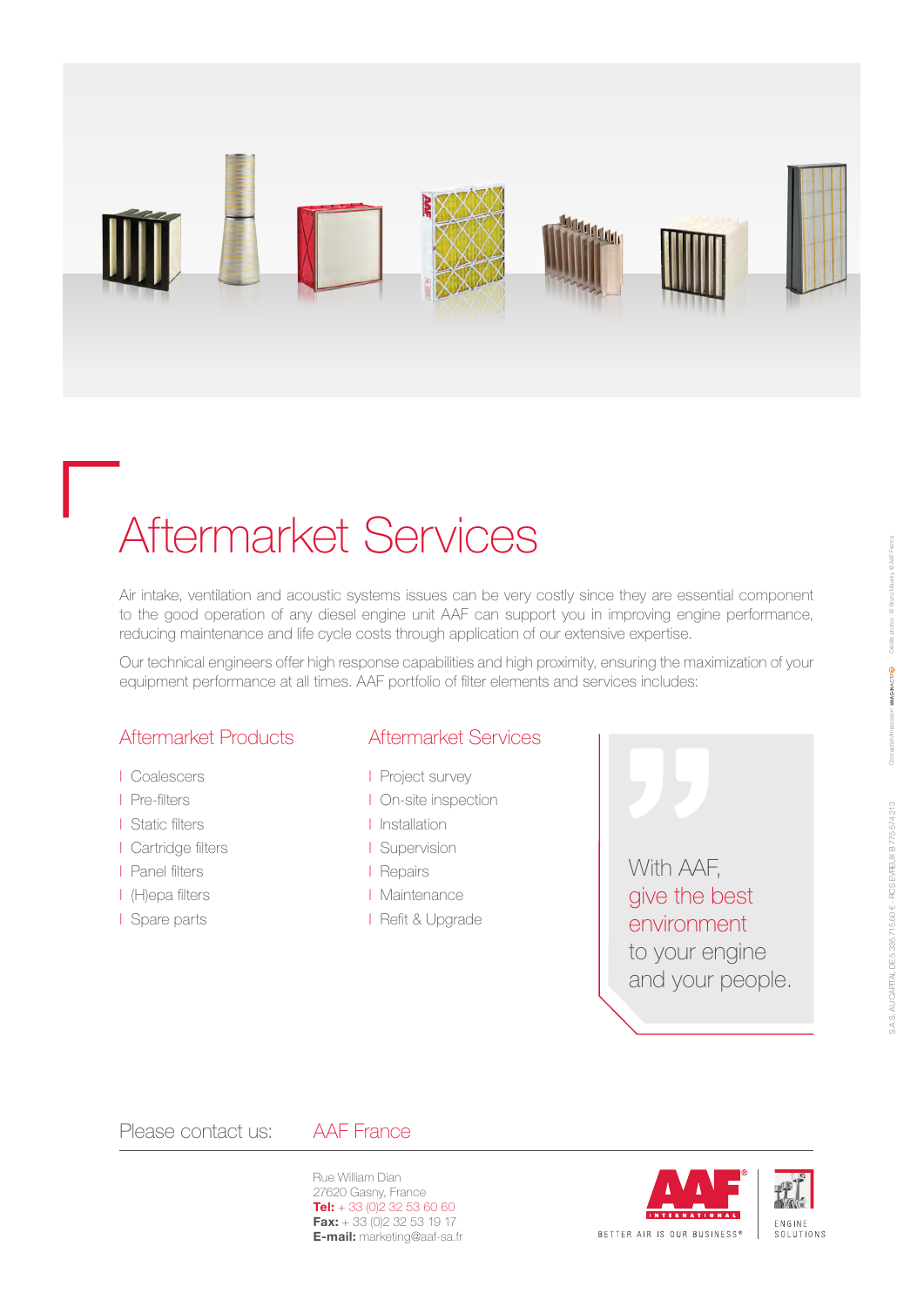# Aftermarket Services

Air intake, ventilation and acoustic systems issues can be very costly since they are essential component to the good operation of any diesel engine unit AAF can support you in improving engine performance, reducing maintenance and life cycle costs through application of our extensive expertise.

Our technical engineers offer high response capabilities and high proximity, ensuring the maximization of your equipment performance at all times. AAF portfolio of filter elements and services includes:

## Aftermarket Products

- Coalescers
- Pre-filters
- Static filters
- Cartridge filters
- Panel filters
- (H)epa filters
- Spare parts

## Aftermarket Services

- Project survey
- On-site inspection
- Installation
- Supervision
- Repairs
- Maintenance
- Refit & Upgrade

With AAF, give the best environment to your engine and your people.

Please contact us: **AAF France**

Rue William Dian
27620 Gasny, France
**Tel:** + 33 (0)2 32 53 60 60
**Fax:** + 33 (0)2 32 53 19 17
**E-mail:** marketing@aaf-sa.fr

AAF INTERNATIONAL
BETTER AIR IS OUR BUSINESS®

ENGINE SOLUTIONS

S.A.S. AU CAPITAL DE 5.335.715,60 € RCS EVREUX B 775 574 213